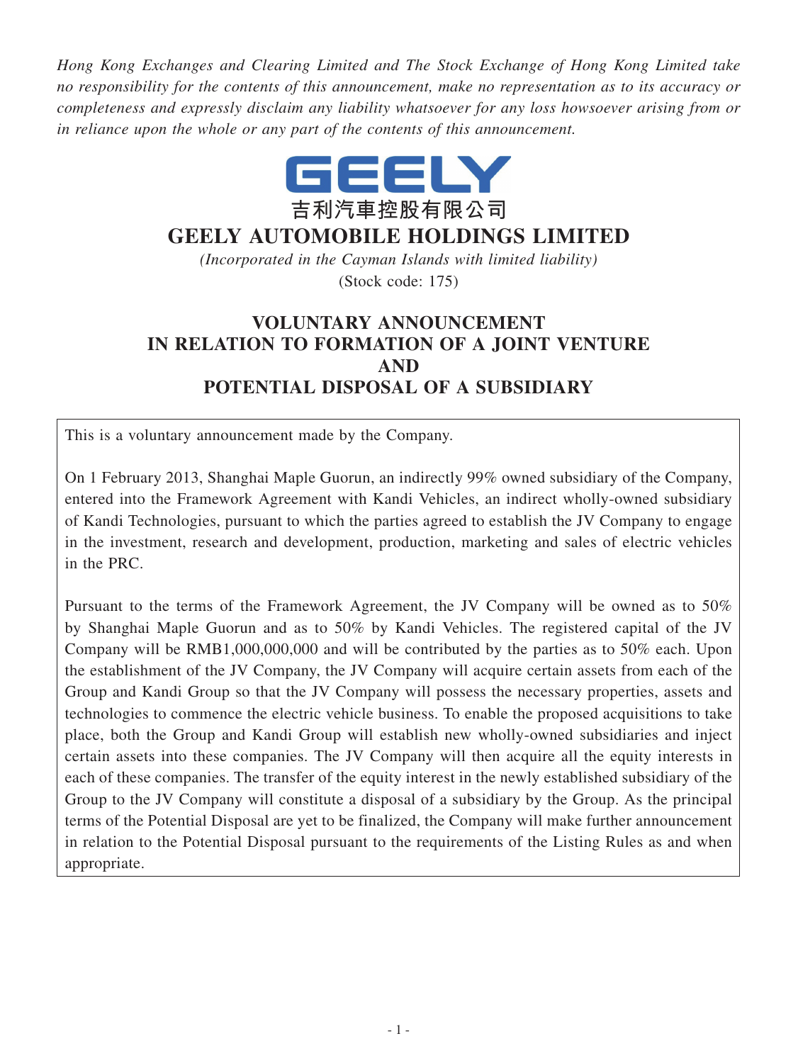*Hong Kong Exchanges and Clearing Limited and The Stock Exchange of Hong Kong Limited take no responsibility for the contents of this announcement, make no representation as to its accuracy or completeness and expressly disclaim any liability whatsoever for any loss howsoever arising from or in reliance upon the whole or any part of the contents of this announcement.*

GEELY

吉利汽車控股有限公司

# GEELY AUTOMOBILE HOLDINGS LIMITED

*(Incorporated in the Cayman Islands with limited liability)*

(Stock code: 175)

## VOLUNTARY ANNOUNCEMENT IN RELATION TO FORMATION OF A JOINT VENTURE AND POTENTIAL DISPOSAL OF A SUBSIDIARY

This is a voluntary announcement made by the Company.

On 1 February 2013, Shanghai Maple Guorun, an indirectly 99% owned subsidiary of the Company, entered into the Framework Agreement with Kandi Vehicles, an indirect wholly-owned subsidiary of Kandi Technologies, pursuant to which the parties agreed to establish the JV Company to engage in the investment, research and development, production, marketing and sales of electric vehicles in the PRC.

Pursuant to the terms of the Framework Agreement, the JV Company will be owned as to 50% by Shanghai Maple Guorun and as to 50% by Kandi Vehicles. The registered capital of the JV Company will be RMB1,000,000,000 and will be contributed by the parties as to 50% each. Upon the establishment of the JV Company, the JV Company will acquire certain assets from each of the Group and Kandi Group so that the JV Company will possess the necessary properties, assets and technologies to commence the electric vehicle business. To enable the proposed acquisitions to take place, both the Group and Kandi Group will establish new wholly-owned subsidiaries and inject certain assets into these companies. The JV Company will then acquire all the equity interests in each of these companies. The transfer of the equity interest in the newly established subsidiary of the Group to the JV Company will constitute a disposal of a subsidiary by the Group. As the principal terms of the Potential Disposal are yet to be finalized, the Company will make further announcement in relation to the Potential Disposal pursuant to the requirements of the Listing Rules as and when appropriate.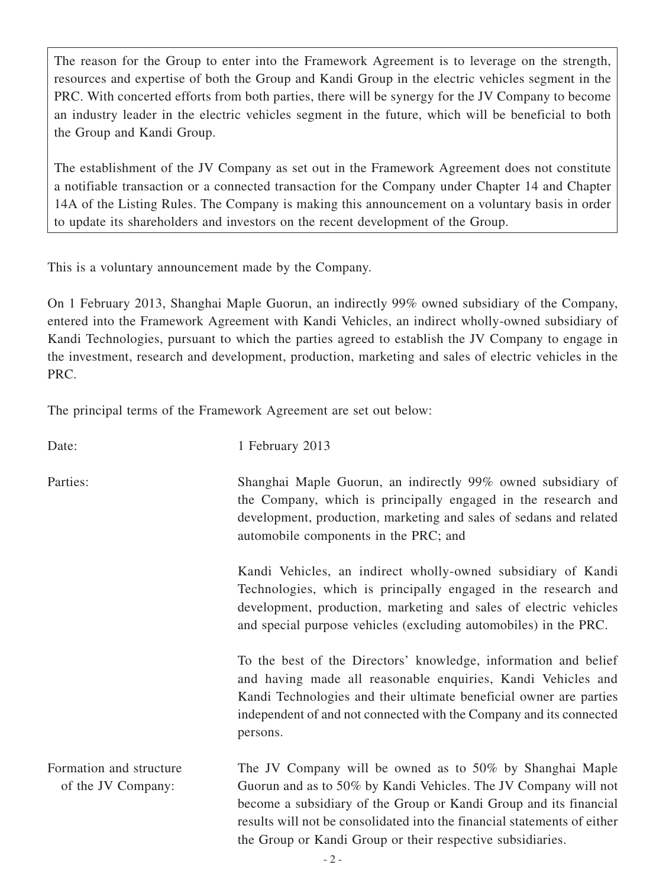The reason for the Group to enter into the Framework Agreement is to leverage on the strength, resources and expertise of both the Group and Kandi Group in the electric vehicles segment in the PRC. With concerted efforts from both parties, there will be synergy for the JV Company to become an industry leader in the electric vehicles segment in the future, which will be beneficial to both the Group and Kandi Group.

The establishment of the JV Company as set out in the Framework Agreement does not constitute a notifiable transaction or a connected transaction for the Company under Chapter 14 and Chapter 14A of the Listing Rules. The Company is making this announcement on a voluntary basis in order to update its shareholders and investors on the recent development of the Group.

This is a voluntary announcement made by the Company.

On 1 February 2013, Shanghai Maple Guorun, an indirectly 99% owned subsidiary of the Company, entered into the Framework Agreement with Kandi Vehicles, an indirect wholly-owned subsidiary of Kandi Technologies, pursuant to which the parties agreed to establish the JV Company to engage in the investment, research and development, production, marketing and sales of electric vehicles in the PRC.

The principal terms of the Framework Agreement are set out below:

Date: 1 February 2013

Parties: Shanghai Maple Guorun, an indirectly 99% owned subsidiary of the Company, which is principally engaged in the research and development, production, marketing and sales of sedans and related automobile components in the PRC; and

Kandi Vehicles, an indirect wholly-owned subsidiary of Kandi Technologies, which is principally engaged in the research and development, production, marketing and sales of electric vehicles and special purpose vehicles (excluding automobiles) in the PRC.

To the best of the Directors' knowledge, information and belief and having made all reasonable enquiries, Kandi Vehicles and Kandi Technologies and their ultimate beneficial owner are parties independent of and not connected with the Company and its connected persons.

Formation and structure of the JV Company: The JV Company will be owned as to 50% by Shanghai Maple Guorun and as to 50% by Kandi Vehicles. The JV Company will not become a subsidiary of the Group or Kandi Group and its financial results will not be consolidated into the financial statements of either the Group or Kandi Group or their respective subsidiaries.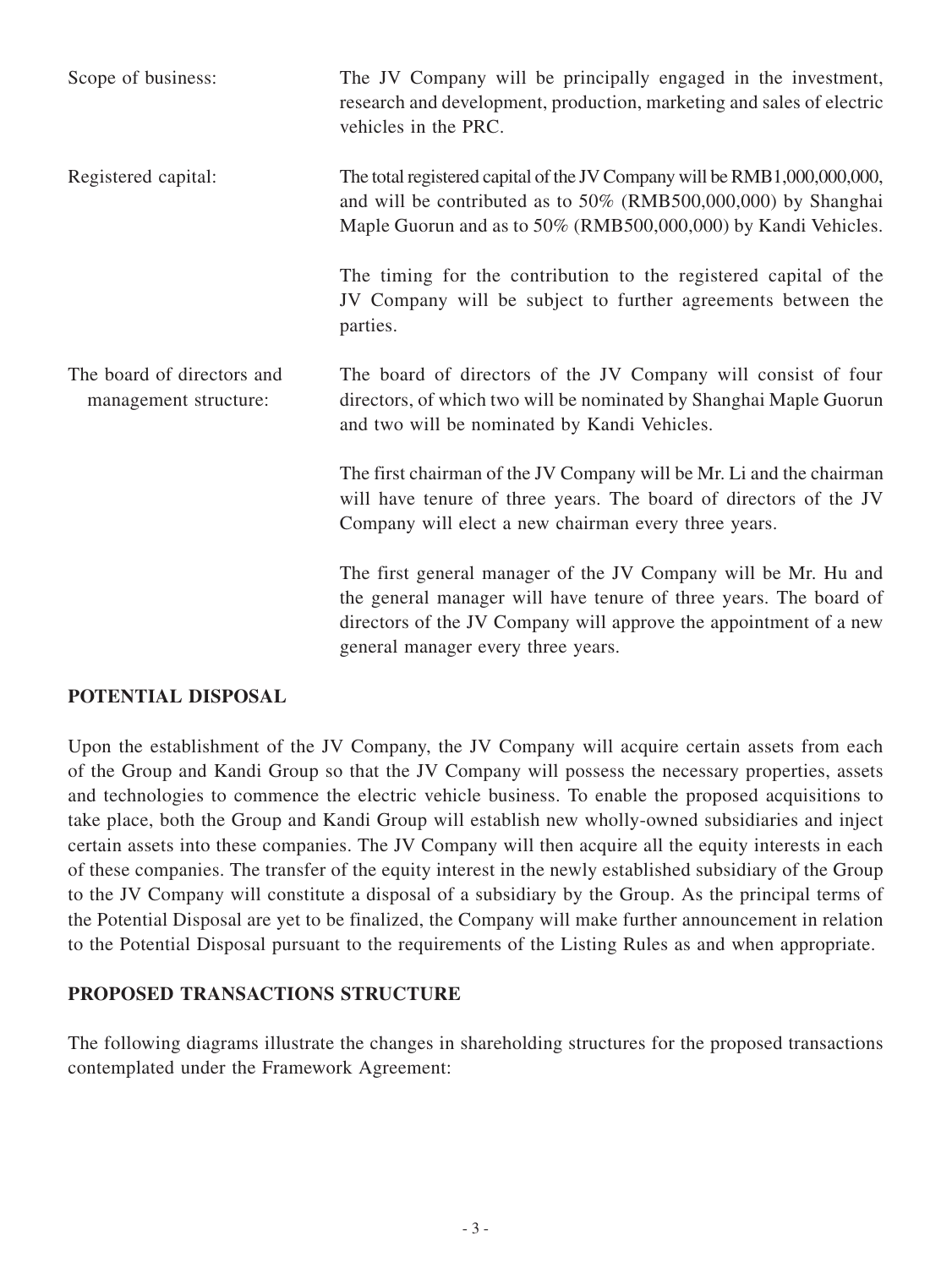| | |
|---|---|
| Scope of business: | The JV Company will be principally engaged in the investment, research and development, production, marketing and sales of electric vehicles in the PRC. |
| Registered capital: | The total registered capital of the JV Company will be RMB1,000,000,000, and will be contributed as to 50% (RMB500,000,000) by Shanghai Maple Guorun and as to 50% (RMB500,000,000) by Kandi Vehicles. |
| | The timing for the contribution to the registered capital of the JV Company will be subject to further agreements between the parties. |
| The board of directors and management structure: | The board of directors of the JV Company will consist of four directors, of which two will be nominated by Shanghai Maple Guorun and two will be nominated by Kandi Vehicles. |
| | The first chairman of the JV Company will be Mr. Li and the chairman will have tenure of three years. The board of directors of the JV Company will elect a new chairman every three years. |
| | The first general manager of the JV Company will be Mr. Hu and the general manager will have tenure of three years. The board of directors of the JV Company will approve the appointment of a new general manager every three years. |

## POTENTIAL DISPOSAL

Upon the establishment of the JV Company, the JV Company will acquire certain assets from each of the Group and Kandi Group so that the JV Company will possess the necessary properties, assets and technologies to commence the electric vehicle business. To enable the proposed acquisitions to take place, both the Group and Kandi Group will establish new wholly-owned subsidiaries and inject certain assets into these companies. The JV Company will then acquire all the equity interests in each of these companies. The transfer of the equity interest in the newly established subsidiary of the Group to the JV Company will constitute a disposal of a subsidiary by the Group. As the principal terms of the Potential Disposal are yet to be finalized, the Company will make further announcement in relation to the Potential Disposal pursuant to the requirements of the Listing Rules as and when appropriate.

## PROPOSED TRANSACTIONS STRUCTURE

The following diagrams illustrate the changes in shareholding structures for the proposed transactions contemplated under the Framework Agreement: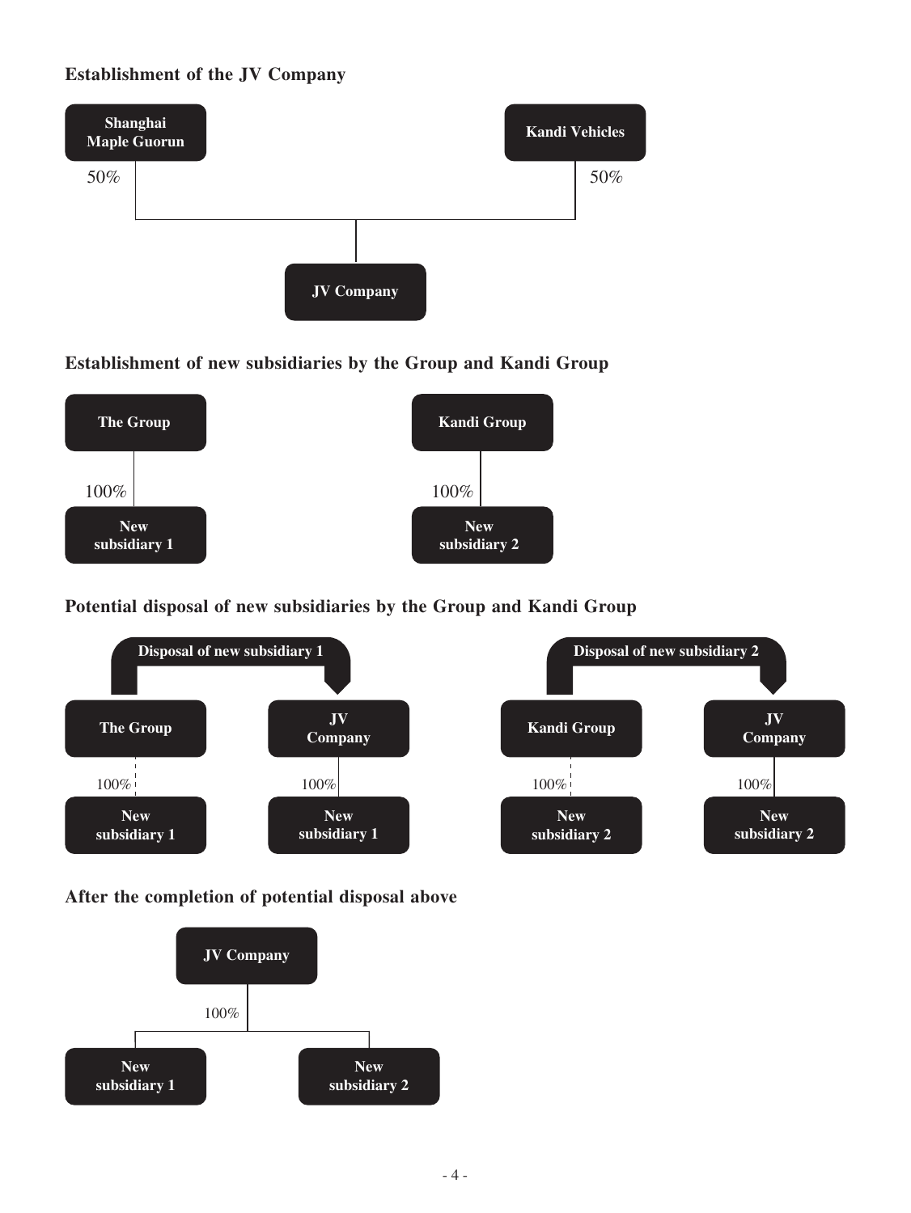**Establishment of the JV Company**

- Shanghai Maple Guorun — 50% → JV Company
- Kandi Vehicles — 50% → JV Company

**Establishment of new subsidiaries by the Group and Kandi Group**

- The Group — 100% → New subsidiary 1
- Kandi Group — 100% → New subsidiary 2

**Potential disposal of new subsidiaries by the Group and Kandi Group**

Disposal of new subsidiary 1:

- The Group — 100% → New subsidiary 1
- JV Company — 100% → New subsidiary 1

Disposal of new subsidiary 2:

- Kandi Group — 100% → New subsidiary 2
- JV Company — 100% → New subsidiary 2

**After the completion of potential disposal above**

- JV Company — 100% → New subsidiary 1, New subsidiary 2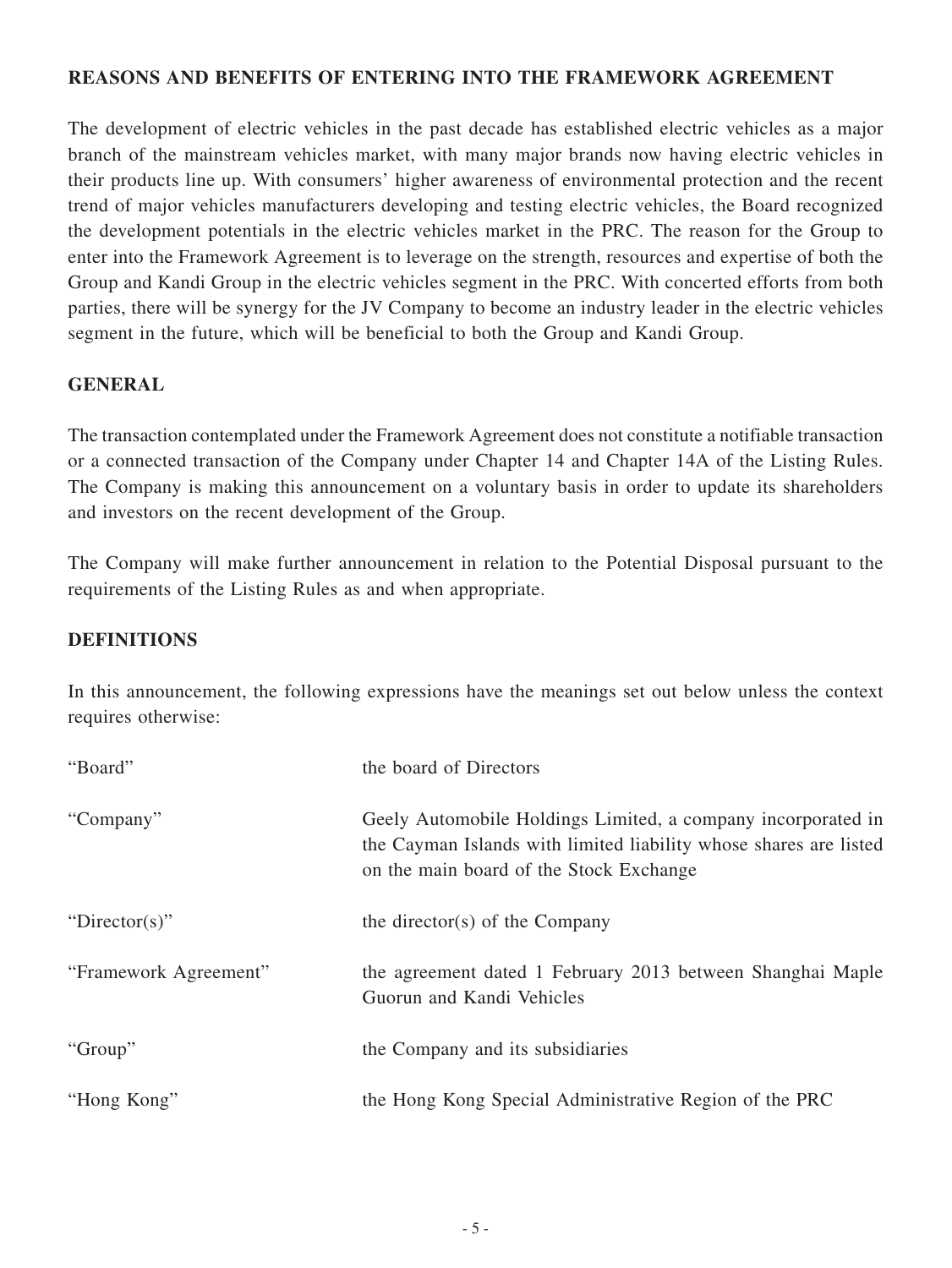## REASONS AND BENEFITS OF ENTERING INTO THE FRAMEWORK AGREEMENT

The development of electric vehicles in the past decade has established electric vehicles as a major branch of the mainstream vehicles market, with many major brands now having electric vehicles in their products line up. With consumers' higher awareness of environmental protection and the recent trend of major vehicles manufacturers developing and testing electric vehicles, the Board recognized the development potentials in the electric vehicles market in the PRC. The reason for the Group to enter into the Framework Agreement is to leverage on the strength, resources and expertise of both the Group and Kandi Group in the electric vehicles segment in the PRC. With concerted efforts from both parties, there will be synergy for the JV Company to become an industry leader in the electric vehicles segment in the future, which will be beneficial to both the Group and Kandi Group.

## GENERAL

The transaction contemplated under the Framework Agreement does not constitute a notifiable transaction or a connected transaction of the Company under Chapter 14 and Chapter 14A of the Listing Rules. The Company is making this announcement on a voluntary basis in order to update its shareholders and investors on the recent development of the Group.

The Company will make further announcement in relation to the Potential Disposal pursuant to the requirements of the Listing Rules as and when appropriate.

## DEFINITIONS

In this announcement, the following expressions have the meanings set out below unless the context requires otherwise:

| | |
|---|---|
| "Board" | the board of Directors |
| "Company" | Geely Automobile Holdings Limited, a company incorporated in the Cayman Islands with limited liability whose shares are listed on the main board of the Stock Exchange |
| "Director(s)" | the director(s) of the Company |
| "Framework Agreement" | the agreement dated 1 February 2013 between Shanghai Maple Guorun and Kandi Vehicles |
| "Group" | the Company and its subsidiaries |
| "Hong Kong" | the Hong Kong Special Administrative Region of the PRC |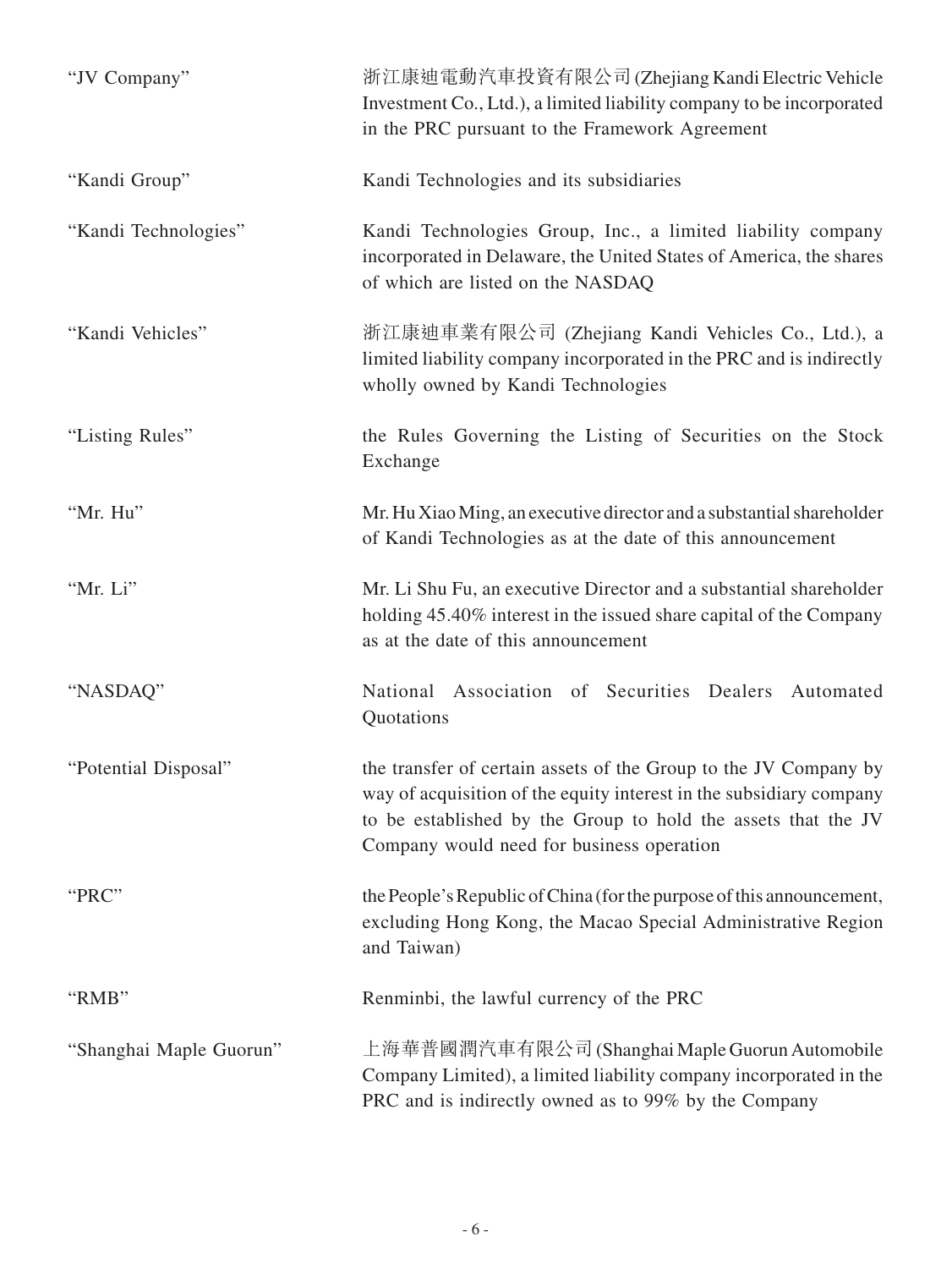| | |
|---|---|
| "JV Company" | 浙江康迪電動汽車投資有限公司 (Zhejiang Kandi Electric Vehicle Investment Co., Ltd.), a limited liability company to be incorporated in the PRC pursuant to the Framework Agreement |
| "Kandi Group" | Kandi Technologies and its subsidiaries |
| "Kandi Technologies" | Kandi Technologies Group, Inc., a limited liability company incorporated in Delaware, the United States of America, the shares of which are listed on the NASDAQ |
| "Kandi Vehicles" | 浙江康迪車業有限公司 (Zhejiang Kandi Vehicles Co., Ltd.), a limited liability company incorporated in the PRC and is indirectly wholly owned by Kandi Technologies |
| "Listing Rules" | the Rules Governing the Listing of Securities on the Stock Exchange |
| "Mr. Hu" | Mr. Hu Xiao Ming, an executive director and a substantial shareholder of Kandi Technologies as at the date of this announcement |
| "Mr. Li" | Mr. Li Shu Fu, an executive Director and a substantial shareholder holding 45.40% interest in the issued share capital of the Company as at the date of this announcement |
| "NASDAQ" | National Association of Securities Dealers Automated Quotations |
| "Potential Disposal" | the transfer of certain assets of the Group to the JV Company by way of acquisition of the equity interest in the subsidiary company to be established by the Group to hold the assets that the JV Company would need for business operation |
| "PRC" | the People's Republic of China (for the purpose of this announcement, excluding Hong Kong, the Macao Special Administrative Region and Taiwan) |
| "RMB" | Renminbi, the lawful currency of the PRC |
| "Shanghai Maple Guorun" | 上海華普國潤汽車有限公司 (Shanghai Maple Guorun Automobile Company Limited), a limited liability company incorporated in the PRC and is indirectly owned as to 99% by the Company |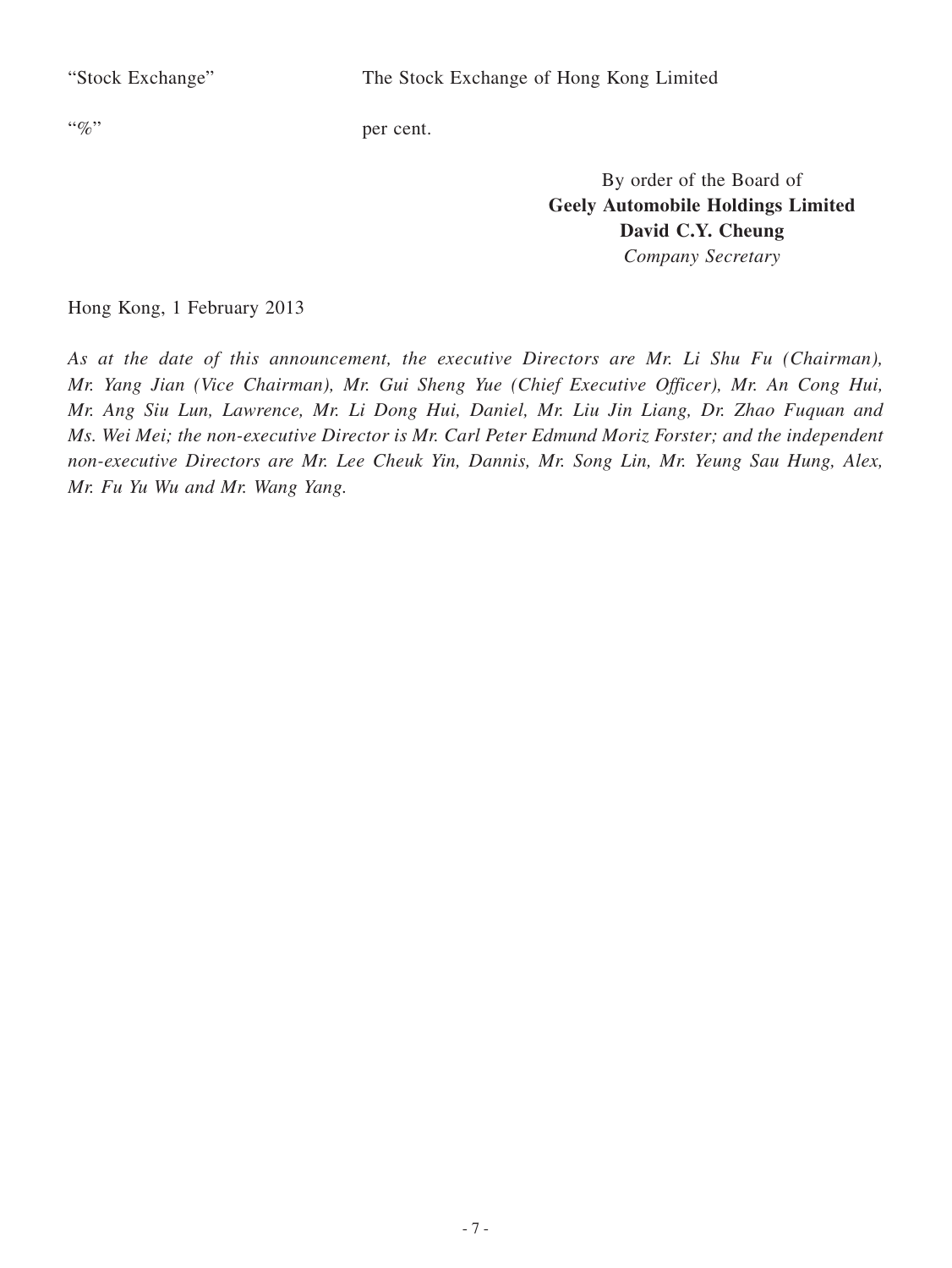| | |
|---|---|
| "Stock Exchange" | The Stock Exchange of Hong Kong Limited |
| "%" | per cent. |

By order of the Board of
**Geely Automobile Holdings Limited**
**David C.Y. Cheung**
*Company Secretary*

Hong Kong, 1 February 2013

*As at the date of this announcement, the executive Directors are Mr. Li Shu Fu (Chairman), Mr. Yang Jian (Vice Chairman), Mr. Gui Sheng Yue (Chief Executive Officer), Mr. An Cong Hui, Mr. Ang Siu Lun, Lawrence, Mr. Li Dong Hui, Daniel, Mr. Liu Jin Liang, Dr. Zhao Fuquan and Ms. Wei Mei; the non-executive Director is Mr. Carl Peter Edmund Moriz Forster; and the independent non-executive Directors are Mr. Lee Cheuk Yin, Dannis, Mr. Song Lin, Mr. Yeung Sau Hung, Alex, Mr. Fu Yu Wu and Mr. Wang Yang.*